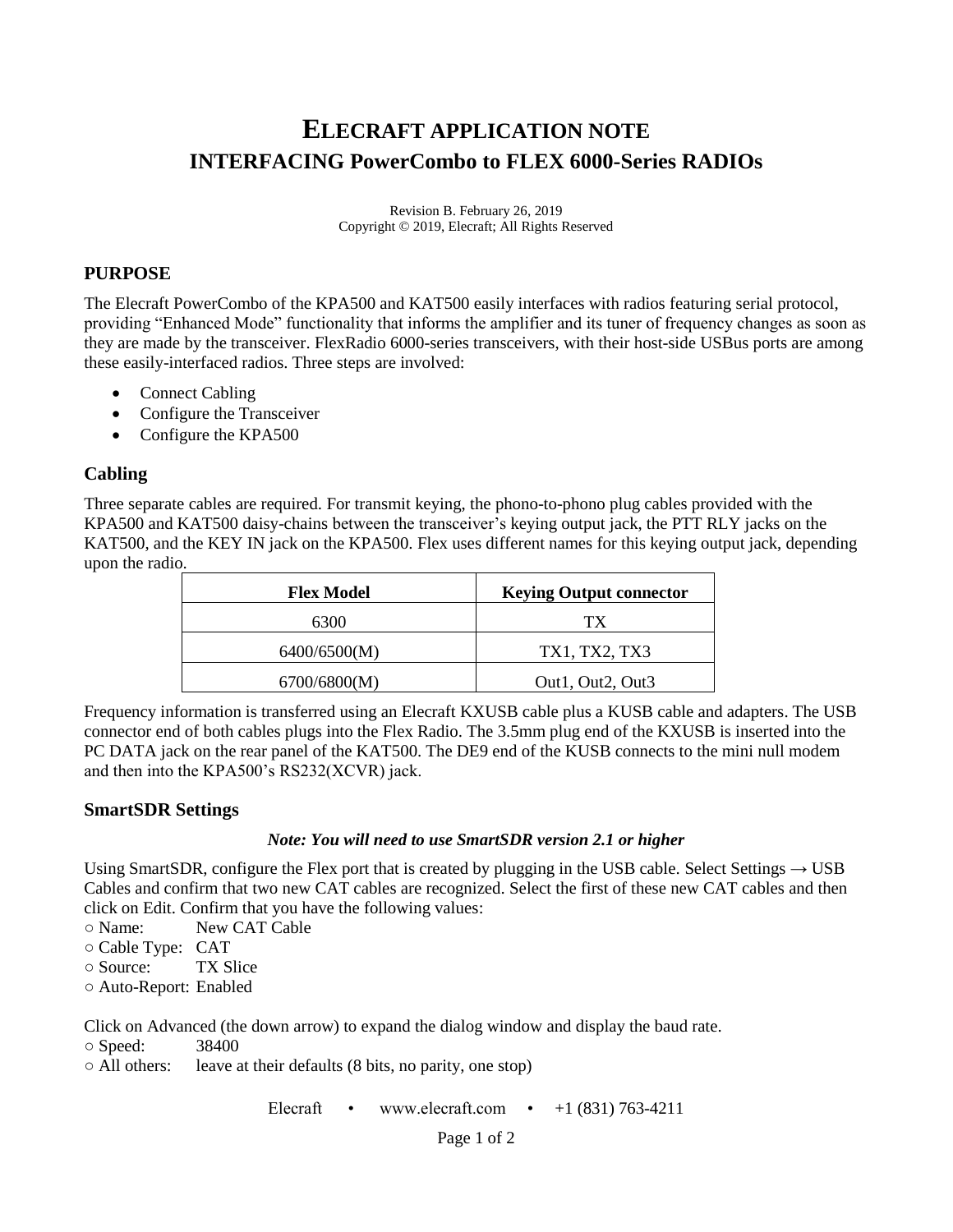# ELECRAFT APPLICATION NOTE
# INTERFACING PowerCombo to FLEX 6000-Series RADIOs

Revision B. February 26, 2019
Copyright © 2019, Elecraft; All Rights Reserved

## PURPOSE

The Elecraft PowerCombo of the KPA500 and KAT500 easily interfaces with radios featuring serial protocol, providing "Enhanced Mode" functionality that informs the amplifier and its tuner of frequency changes as soon as they are made by the transceiver. FlexRadio 6000-series transceivers, with their host-side USBus ports are among these easily-interfaced radios. Three steps are involved:

- Connect Cabling
- Configure the Transceiver
- Configure the KPA500

## Cabling

Three separate cables are required. For transmit keying, the phono-to-phono plug cables provided with the KPA500 and KAT500 daisy-chains between the transceiver's keying output jack, the PTT RLY jacks on the KAT500, and the KEY IN jack on the KPA500. Flex uses different names for this keying output jack, depending upon the radio.

| Flex Model | Keying Output connector |
|---|---|
| 6300 | TX |
| 6400/6500(M) | TX1, TX2, TX3 |
| 6700/6800(M) | Out1, Out2, Out3 |

Frequency information is transferred using an Elecraft KXUSB cable plus a KUSB cable and adapters. The USB connector end of both cables plugs into the Flex Radio. The 3.5mm plug end of the KXUSB is inserted into the PC DATA jack on the rear panel of the KAT500. The DE9 end of the KUSB connects to the mini null modem and then into the KPA500's RS232(XCVR) jack.

## SmartSDR Settings

***Note: You will need to use SmartSDR version 2.1 or higher***

Using SmartSDR, configure the Flex port that is created by plugging in the USB cable. Select Settings → USB Cables and confirm that two new CAT cables are recognized. Select the first of these new CAT cables and then click on Edit. Confirm that you have the following values:

○ Name: New CAT Cable
○ Cable Type: CAT
○ Source: TX Slice
○ Auto-Report: Enabled

Click on Advanced (the down arrow) to expand the dialog window and display the baud rate.

○ Speed: 38400
○ All others: leave at their defaults (8 bits, no parity, one stop)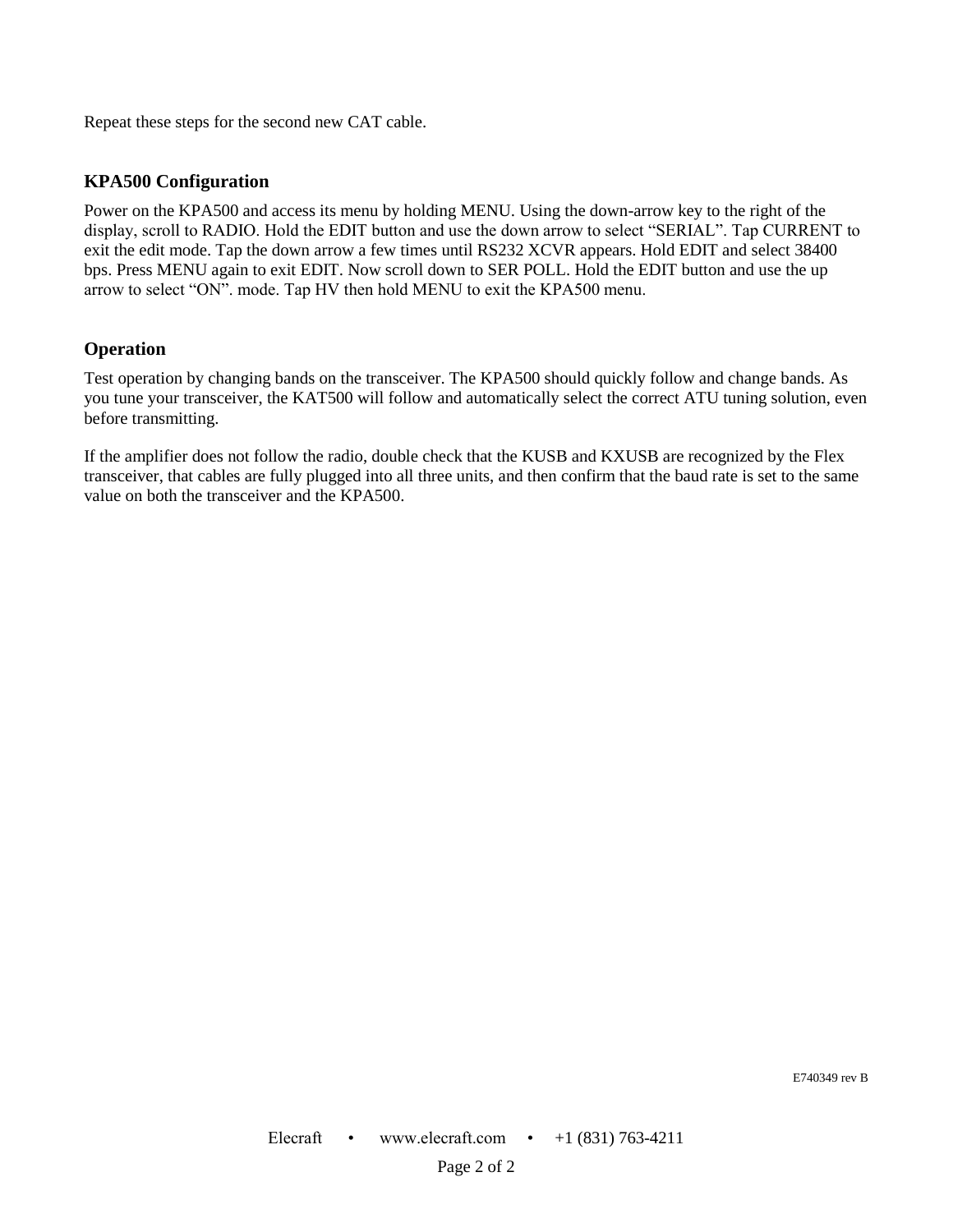Repeat these steps for the second new CAT cable.

### KPA500 Configuration

Power on the KPA500 and access its menu by holding MENU. Using the down-arrow key to the right of the display, scroll to RADIO. Hold the EDIT button and use the down arrow to select “SERIAL”. Tap CURRENT to exit the edit mode. Tap the down arrow a few times until RS232 XCVR appears. Hold EDIT and select 38400 bps. Press MENU again to exit EDIT. Now scroll down to SER POLL. Hold the EDIT button and use the up arrow to select “ON”. mode. Tap HV then hold MENU to exit the KPA500 menu.

### Operation

Test operation by changing bands on the transceiver. The KPA500 should quickly follow and change bands. As you tune your transceiver, the KAT500 will follow and automatically select the correct ATU tuning solution, even before transmitting.

If the amplifier does not follow the radio, double check that the KUSB and KXUSB are recognized by the Flex transceiver, that cables are fully plugged into all three units, and then confirm that the baud rate is set to the same value on both the transceiver and the KPA500.

E740349 rev B